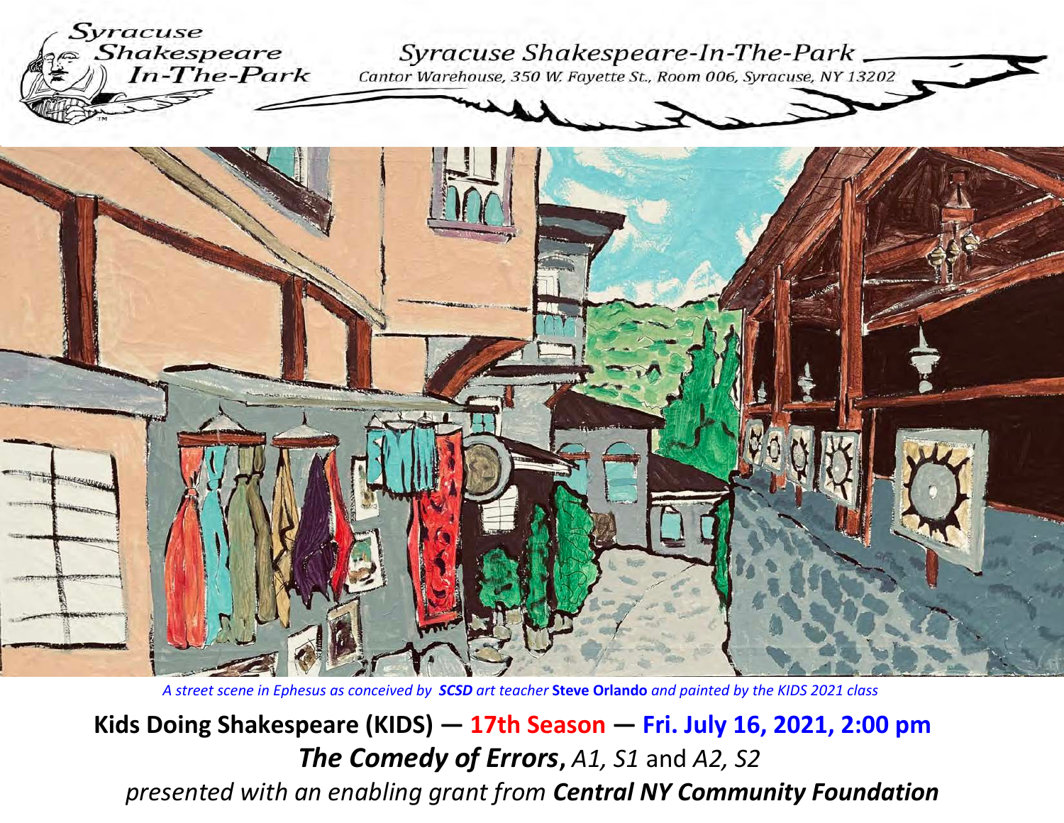# Syracuse Shakespeare-In-The-Park

Cantor Warehouse, 350 W. Fayette St., Room 006, Syracuse, NY 13202

*A street scene in Ephesus as conceived by* ***SCSD*** *art teacher* **Steve Orlando** *and painted by the KIDS 2021 class*

**Kids Doing Shakespeare (KIDS) — 17th Season — Fri. July 16, 2021, 2:00 pm**

***The Comedy of Errors***, *A1, S1* and *A2, S2*

*presented with an enabling grant from* ***Central NY Community Foundation***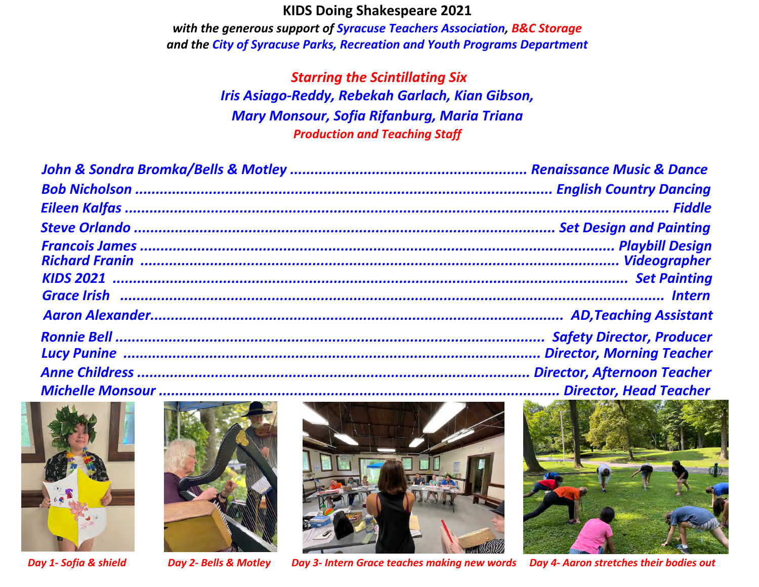**KIDS Doing Shakespeare 2021**

***with the generous support of Syracuse Teachers Association, B&C Storage and the City of Syracuse Parks, Recreation and Youth Programs Department***

***Starring the Scintillating Six***

***Iris Asiago-Reddy, Rebekah Garlach, Kian Gibson, Mary Monsour, Sofia Rifanburg, Maria Triana***

***Production and Teaching Staff***

*John & Sondra Bromka/Bells & Motley ........ Renaissance Music & Dance*

*Bob Nicholson ........ English Country Dancing*

*Eileen Kalfas ........ Fiddle*

*Steve Orlando ........ Set Design and Painting*

*Francois James ........ Playbill Design*

*Richard Franin ........ Videographer*

*KIDS 2021 ........ Set Painting*

*Grace Irish ........ Intern*

*Aaron Alexander........ AD,Teaching Assistant*

*Ronnie Bell ........ Safety Director, Producer*

*Lucy Punine ........ Director, Morning Teacher*

*Anne Childress ........ Director, Afternoon Teacher*

*Michelle Monsour ........ Director, Head Teacher*

*Day 1- Sofia & shield*

*Day 2- Bells & Motley*

*Day 3- Intern Grace teaches making new words*

*Day 4- Aaron stretches their bodies out*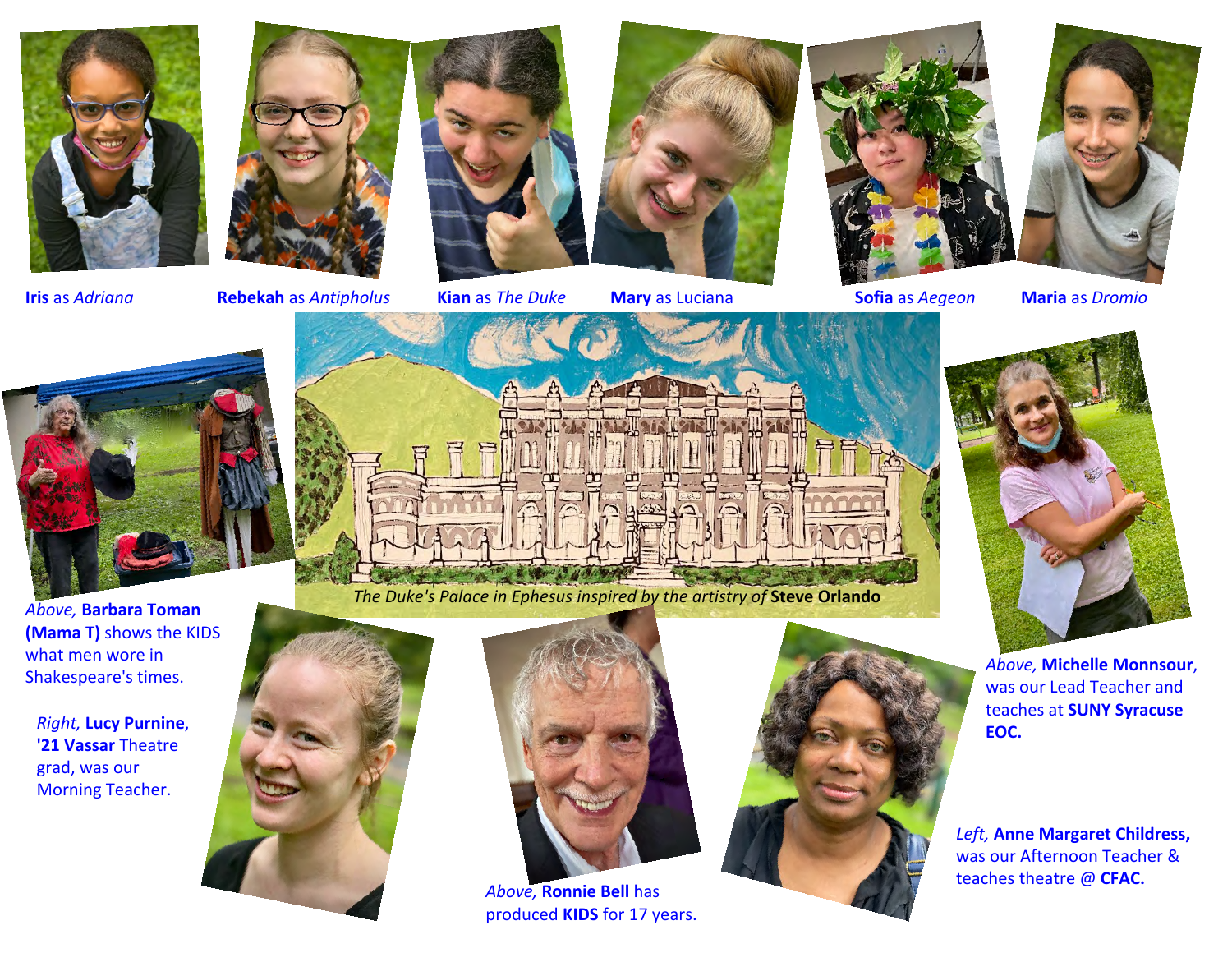**Iris** as *Adriana*

**Rebekah** as *Antipholus*

**Kian** as *The Duke*

**Mary** as Luciana

**Sofia** as *Aegeon*

**Maria** as *Dromio*

*The Duke's Palace in Ephesus inspired by the artistry of* **Steve Orlando**

*Above,* **Barbara Toman (Mama T)** shows the KIDS what men wore in Shakespeare's times.

*Right,* **Lucy Purnine**, **'21 Vassar** Theatre grad, was our Morning Teacher.

*Above,* **Michelle Monnsour**, was our Lead Teacher and teaches at **SUNY Syracuse EOC.**

*Left,* **Anne Margaret Childress,** was our Afternoon Teacher & teaches theatre @ **CFAC.**

*Above,* **Ronnie Bell** has produced **KIDS** for 17 years.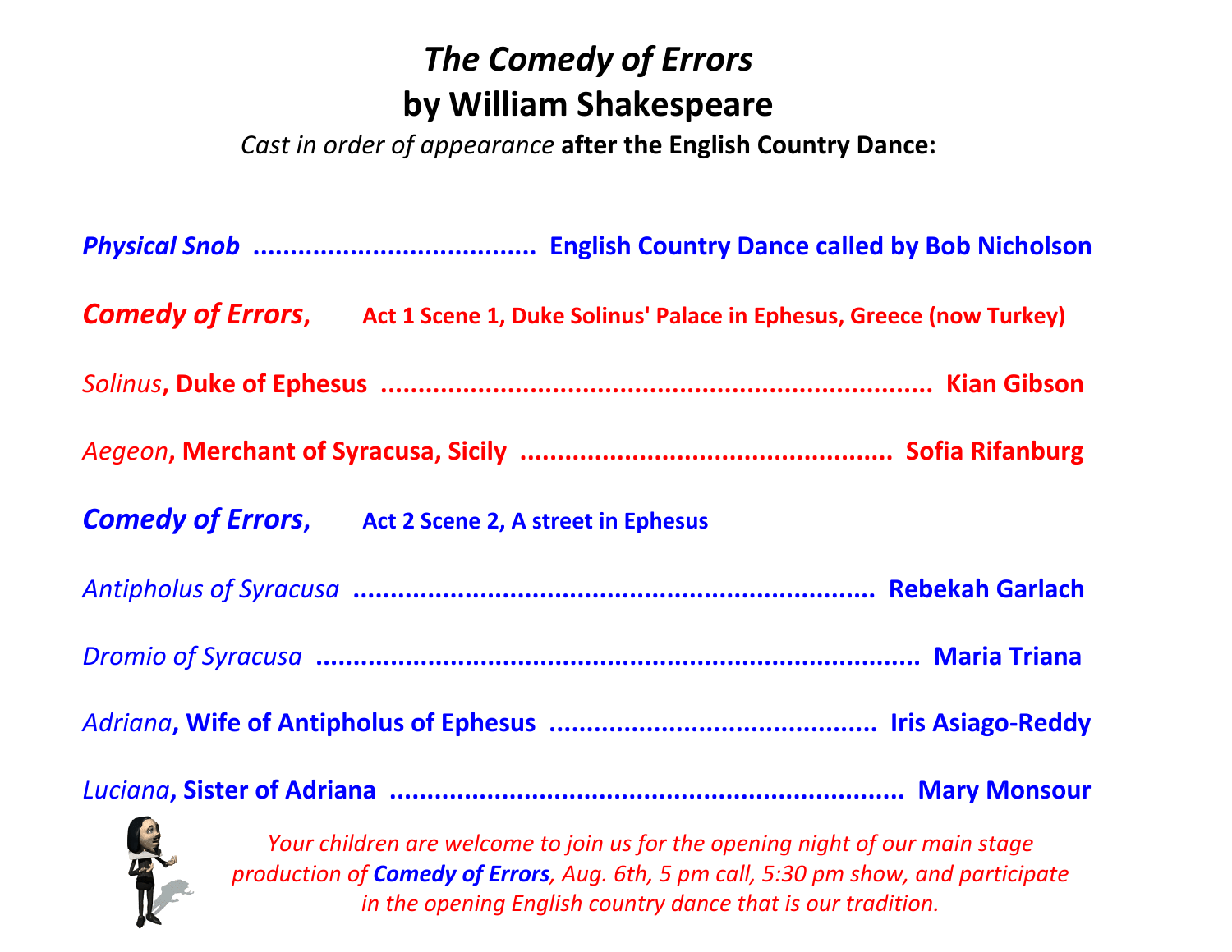# *The Comedy of Errors*
# by William Shakespeare

*Cast in order of appearance* **after the English Country Dance:**

***Physical Snob*** **...................................... English Country Dance called by Bob Nicholson**

***Comedy of Errors*****, Act 1 Scene 1, Duke Solinus' Palace in Ephesus, Greece (now Turkey)**

*Solinus*, **Duke of Ephesus ....................................................................... Kian Gibson**

*Aegeon*, **Merchant of Syracusa, Sicily ................................................. Sofia Rifanburg**

***Comedy of Errors*****, Act 2 Scene 2, A street in Ephesus**

*Antipholus of Syracusa* **...................................................................... Rebekah Garlach**

*Dromio of Syracusa* **........................................................................... Maria Triana**

*Adriana*, **Wife of Antipholus of Ephesus ........................................... Iris Asiago-Reddy**

*Luciana*, **Sister of Adriana ................................................................... Mary Monsour**

*Your children are welcome to join us for the opening night of our main stage production of **Comedy of Errors**, Aug. 6th, 5 pm call, 5:30 pm show, and participate in the opening English country dance that is our tradition.*